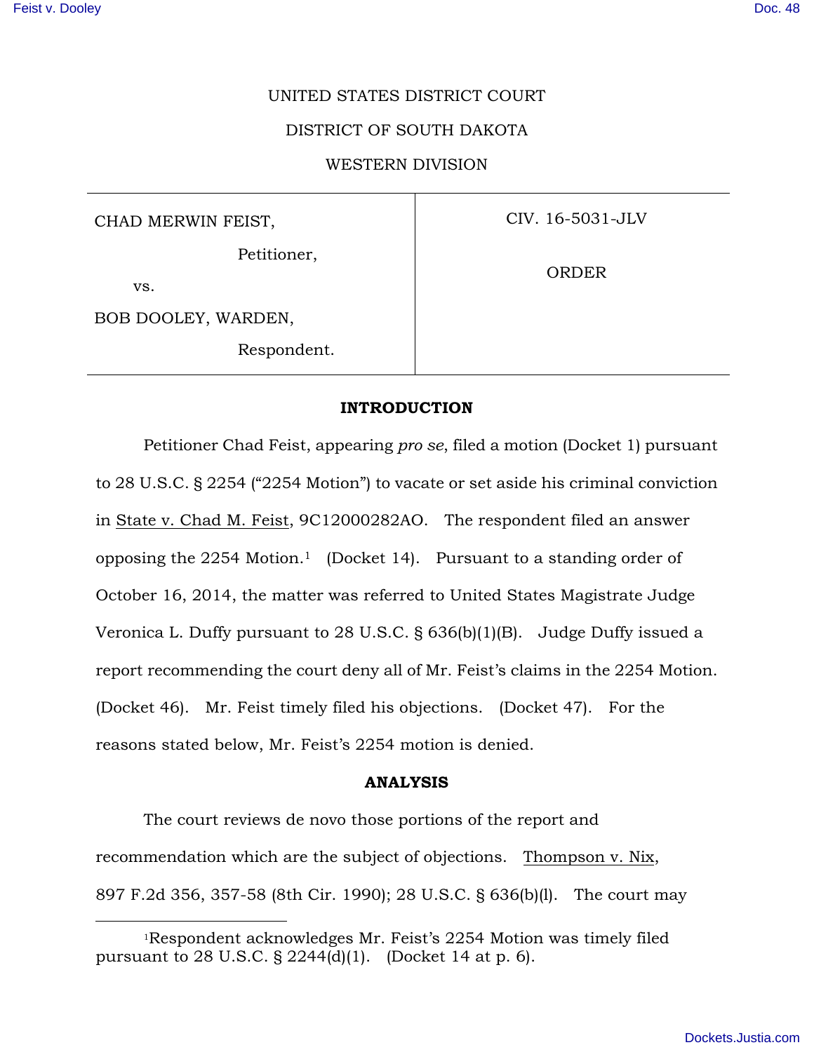UNITED STATES DISTRICT COURT

DISTRICT OF SOUTH DAKOTA

WESTERN DIVISION

| | |
|---|---|
| CHAD MERWIN FEIST,<br>Petitioner,<br>vs.<br>BOB DOOLEY, WARDEN,<br>Respondent. | CIV. 16-5031-JLV<br><br>ORDER |

**INTRODUCTION**

Petitioner Chad Feist, appearing *pro se*, filed a motion (Docket 1) pursuant to 28 U.S.C. § 2254 ("2254 Motion") to vacate or set aside his criminal conviction in State v. Chad M. Feist, 9C12000282AO. The respondent filed an answer opposing the 2254 Motion.[1] (Docket 14). Pursuant to a standing order of October 16, 2014, the matter was referred to United States Magistrate Judge Veronica L. Duffy pursuant to 28 U.S.C. § 636(b)(1)(B). Judge Duffy issued a report recommending the court deny all of Mr. Feist's claims in the 2254 Motion. (Docket 46). Mr. Feist timely filed his objections. (Docket 47). For the reasons stated below, Mr. Feist's 2254 motion is denied.

**ANALYSIS**

The court reviews de novo those portions of the report and recommendation which are the subject of objections. Thompson v. Nix, 897 F.2d 356, 357-58 (8th Cir. 1990); 28 U.S.C. § 636(b)(l). The court may

[1]Respondent acknowledges Mr. Feist's 2254 Motion was timely filed pursuant to 28 U.S.C. § 2244(d)(1). (Docket 14 at p. 6).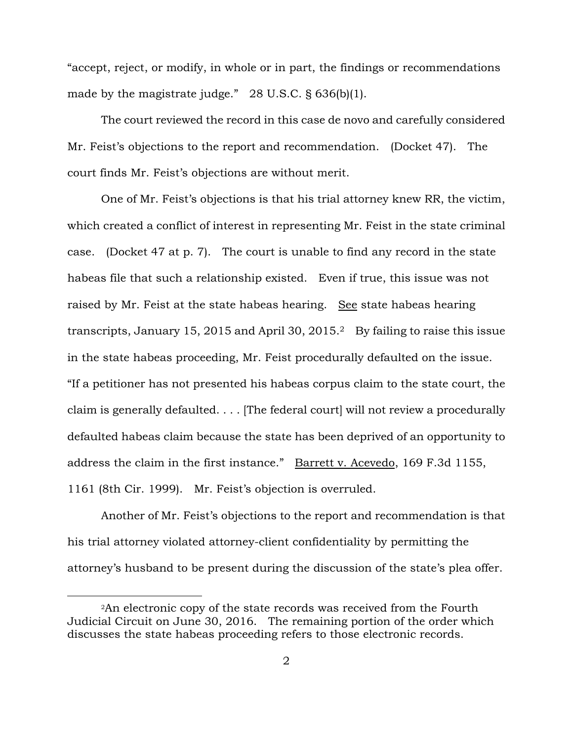"accept, reject, or modify, in whole or in part, the findings or recommendations made by the magistrate judge." 28 U.S.C. § 636(b)(1).

The court reviewed the record in this case de novo and carefully considered Mr. Feist's objections to the report and recommendation. (Docket 47). The court finds Mr. Feist's objections are without merit.

One of Mr. Feist's objections is that his trial attorney knew RR, the victim, which created a conflict of interest in representing Mr. Feist in the state criminal case. (Docket 47 at p. 7). The court is unable to find any record in the state habeas file that such a relationship existed. Even if true, this issue was not raised by Mr. Feist at the state habeas hearing. See state habeas hearing transcripts, January 15, 2015 and April 30, 2015.[2] By failing to raise this issue in the state habeas proceeding, Mr. Feist procedurally defaulted on the issue. "If a petitioner has not presented his habeas corpus claim to the state court, the claim is generally defaulted. . . . [The federal court] will not review a procedurally defaulted habeas claim because the state has been deprived of an opportunity to address the claim in the first instance." Barrett v. Acevedo, 169 F.3d 1155, 1161 (8th Cir. 1999). Mr. Feist's objection is overruled.

Another of Mr. Feist's objections to the report and recommendation is that his trial attorney violated attorney-client confidentiality by permitting the attorney's husband to be present during the discussion of the state's plea offer.

[2]An electronic copy of the state records was received from the Fourth Judicial Circuit on June 30, 2016. The remaining portion of the order which discusses the state habeas proceeding refers to those electronic records.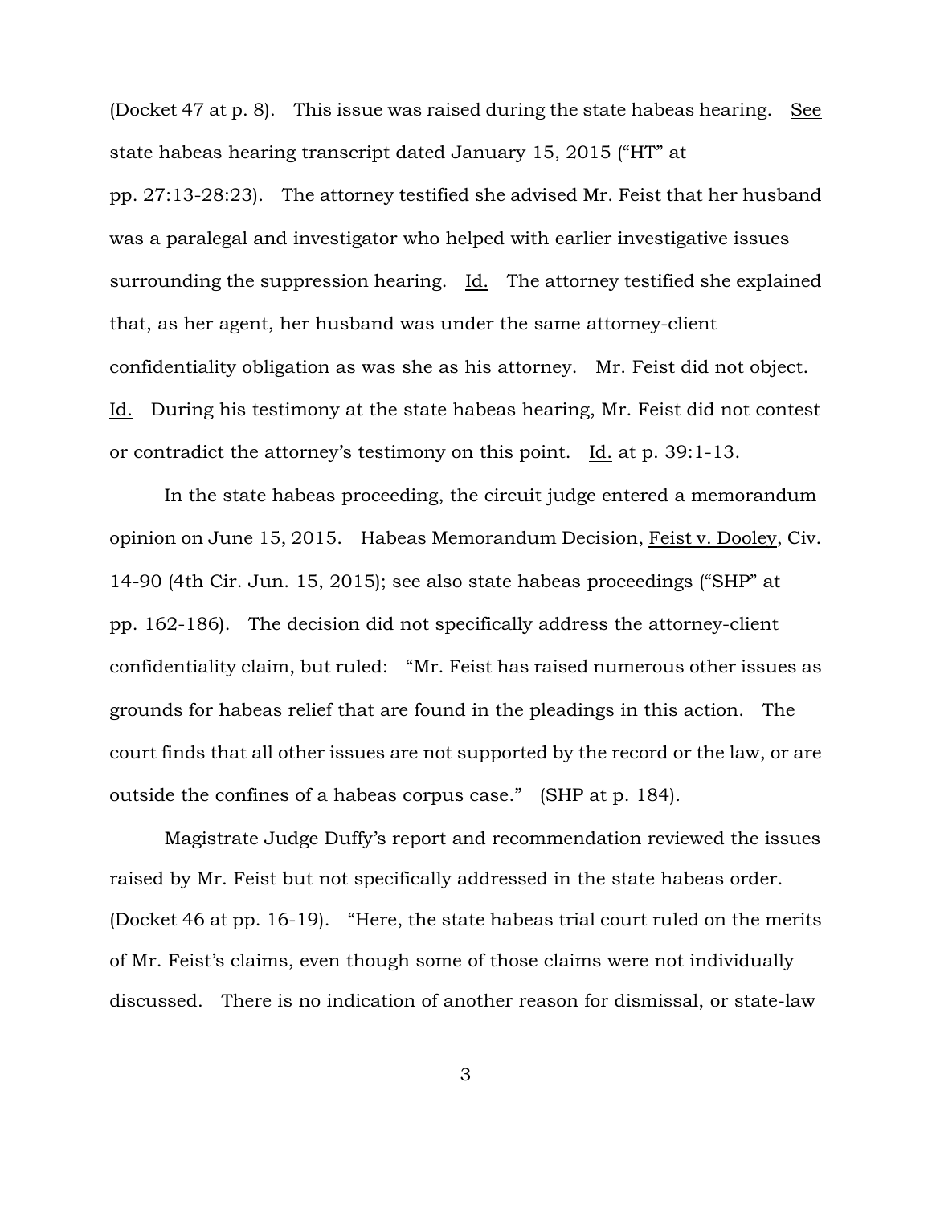(Docket 47 at p. 8). This issue was raised during the state habeas hearing. See state habeas hearing transcript dated January 15, 2015 ("HT" at pp. 27:13-28:23). The attorney testified she advised Mr. Feist that her husband was a paralegal and investigator who helped with earlier investigative issues surrounding the suppression hearing. Id. The attorney testified she explained that, as her agent, her husband was under the same attorney-client confidentiality obligation as was she as his attorney. Mr. Feist did not object. Id. During his testimony at the state habeas hearing, Mr. Feist did not contest or contradict the attorney's testimony on this point. Id. at p. 39:1-13.

In the state habeas proceeding, the circuit judge entered a memorandum opinion on June 15, 2015. Habeas Memorandum Decision, Feist v. Dooley, Civ. 14-90 (4th Cir. Jun. 15, 2015); see also state habeas proceedings ("SHP" at pp. 162-186). The decision did not specifically address the attorney-client confidentiality claim, but ruled: "Mr. Feist has raised numerous other issues as grounds for habeas relief that are found in the pleadings in this action. The court finds that all other issues are not supported by the record or the law, or are outside the confines of a habeas corpus case." (SHP at p. 184).

Magistrate Judge Duffy's report and recommendation reviewed the issues raised by Mr. Feist but not specifically addressed in the state habeas order. (Docket 46 at pp. 16-19). "Here, the state habeas trial court ruled on the merits of Mr. Feist's claims, even though some of those claims were not individually discussed. There is no indication of another reason for dismissal, or state-law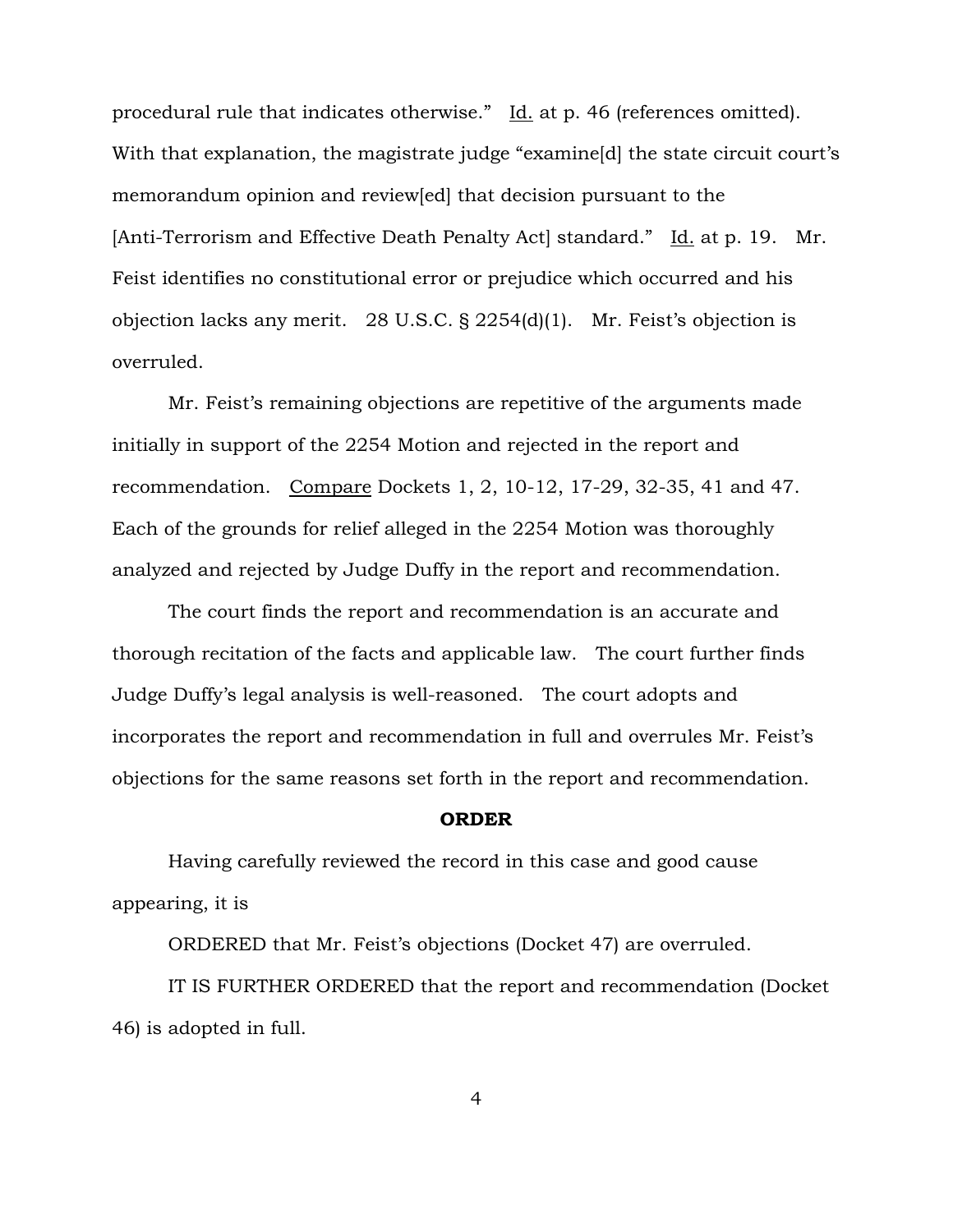procedural rule that indicates otherwise." Id. at p. 46 (references omitted). With that explanation, the magistrate judge "examine[d] the state circuit court's memorandum opinion and review[ed] that decision pursuant to the [Anti-Terrorism and Effective Death Penalty Act] standard." Id. at p. 19. Mr. Feist identifies no constitutional error or prejudice which occurred and his objection lacks any merit. 28 U.S.C. § 2254(d)(1). Mr. Feist's objection is overruled.

Mr. Feist's remaining objections are repetitive of the arguments made initially in support of the 2254 Motion and rejected in the report and recommendation. Compare Dockets 1, 2, 10-12, 17-29, 32-35, 41 and 47. Each of the grounds for relief alleged in the 2254 Motion was thoroughly analyzed and rejected by Judge Duffy in the report and recommendation.

The court finds the report and recommendation is an accurate and thorough recitation of the facts and applicable law. The court further finds Judge Duffy's legal analysis is well-reasoned. The court adopts and incorporates the report and recommendation in full and overrules Mr. Feist's objections for the same reasons set forth in the report and recommendation.

## ORDER

Having carefully reviewed the record in this case and good cause appearing, it is

ORDERED that Mr. Feist's objections (Docket 47) are overruled.

IT IS FURTHER ORDERED that the report and recommendation (Docket 46) is adopted in full.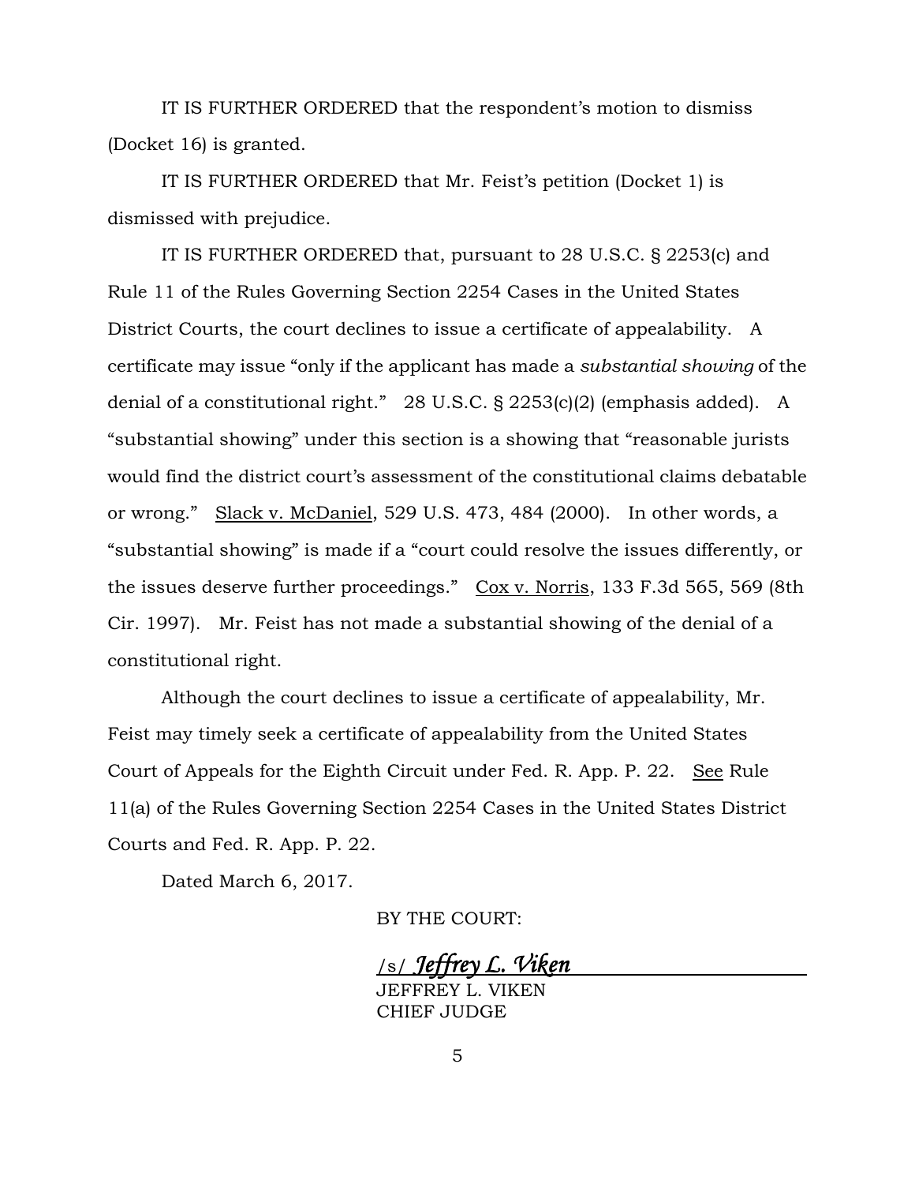IT IS FURTHER ORDERED that the respondent's motion to dismiss (Docket 16) is granted.

IT IS FURTHER ORDERED that Mr. Feist's petition (Docket 1) is dismissed with prejudice.

IT IS FURTHER ORDERED that, pursuant to 28 U.S.C. § 2253(c) and Rule 11 of the Rules Governing Section 2254 Cases in the United States District Courts, the court declines to issue a certificate of appealability. A certificate may issue "only if the applicant has made a *substantial showing* of the denial of a constitutional right." 28 U.S.C. § 2253(c)(2) (emphasis added). A "substantial showing" under this section is a showing that "reasonable jurists would find the district court's assessment of the constitutional claims debatable or wrong." Slack v. McDaniel, 529 U.S. 473, 484 (2000). In other words, a "substantial showing" is made if a "court could resolve the issues differently, or the issues deserve further proceedings." Cox v. Norris, 133 F.3d 565, 569 (8th Cir. 1997). Mr. Feist has not made a substantial showing of the denial of a constitutional right.

Although the court declines to issue a certificate of appealability, Mr. Feist may timely seek a certificate of appealability from the United States Court of Appeals for the Eighth Circuit under Fed. R. App. P. 22. See Rule 11(a) of the Rules Governing Section 2254 Cases in the United States District Courts and Fed. R. App. P. 22.

Dated March 6, 2017.

BY THE COURT:

/s/ *Jeffrey L. Viken*
JEFFREY L. VIKEN
CHIEF JUDGE